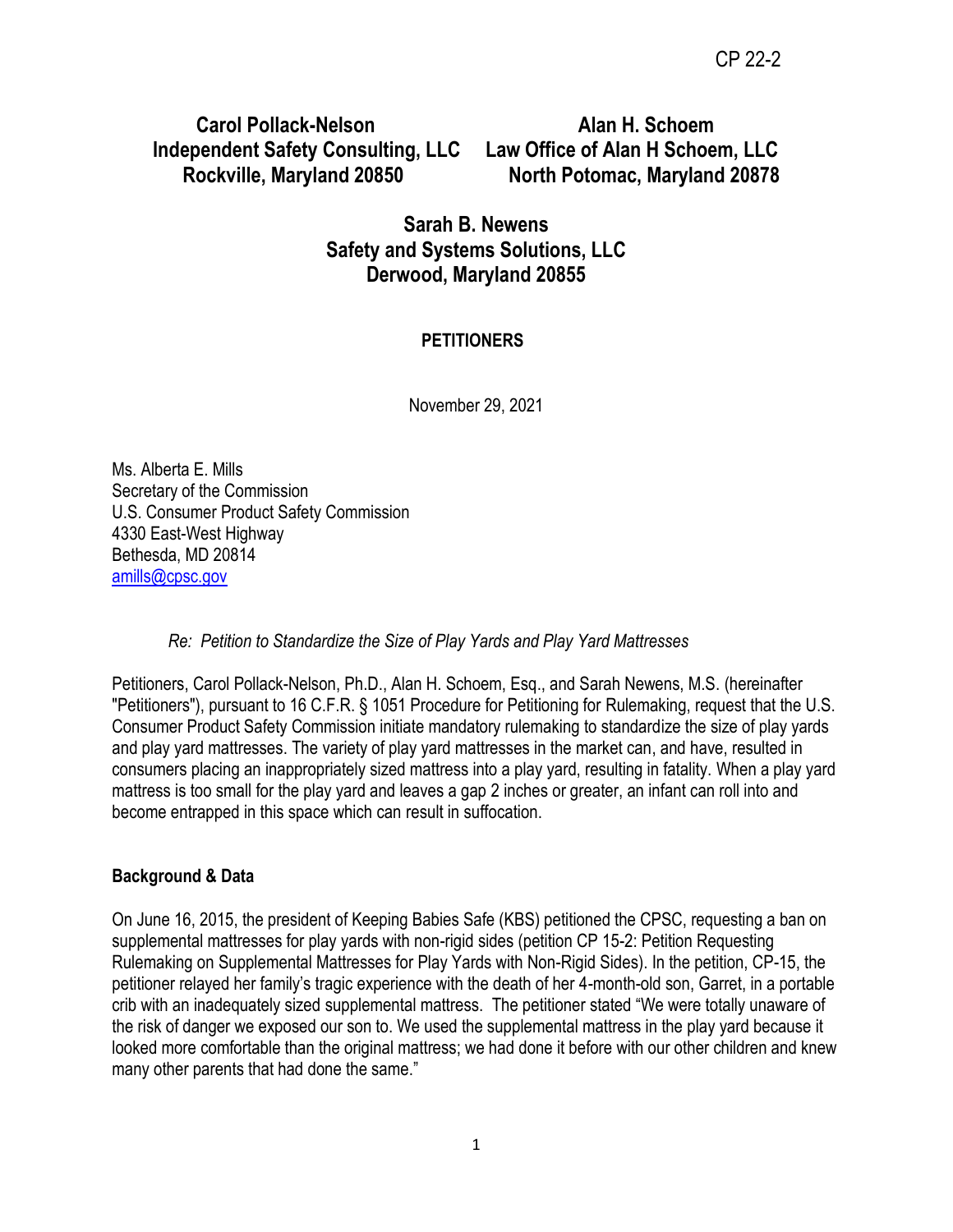CP 22-2

**Carol Pollack-Nelson**
**Independent Safety Consulting, LLC**
**Rockville, Maryland 20850**

**Alan H. Schoem**
**Law Office of Alan H Schoem, LLC**
**North Potomac, Maryland 20878**

**Sarah B. Newens**
**Safety and Systems Solutions, LLC**
**Derwood, Maryland 20855**

**PETITIONERS**

November 29, 2021

Ms. Alberta E. Mills
Secretary of the Commission
U.S. Consumer Product Safety Commission
4330 East-West Highway
Bethesda, MD 20814
amills@cpsc.gov

*Re: Petition to Standardize the Size of Play Yards and Play Yard Mattresses*

Petitioners, Carol Pollack-Nelson, Ph.D., Alan H. Schoem, Esq., and Sarah Newens, M.S. (hereinafter "Petitioners"), pursuant to 16 C.F.R. § 1051 Procedure for Petitioning for Rulemaking, request that the U.S. Consumer Product Safety Commission initiate mandatory rulemaking to standardize the size of play yards and play yard mattresses. The variety of play yard mattresses in the market can, and have, resulted in consumers placing an inappropriately sized mattress into a play yard, resulting in fatality. When a play yard mattress is too small for the play yard and leaves a gap 2 inches or greater, an infant can roll into and become entrapped in this space which can result in suffocation.

**Background & Data**

On June 16, 2015, the president of Keeping Babies Safe (KBS) petitioned the CPSC, requesting a ban on supplemental mattresses for play yards with non-rigid sides (petition CP 15-2: Petition Requesting Rulemaking on Supplemental Mattresses for Play Yards with Non-Rigid Sides). In the petition, CP-15, the petitioner relayed her family's tragic experience with the death of her 4-month-old son, Garret, in a portable crib with an inadequately sized supplemental mattress. The petitioner stated "We were totally unaware of the risk of danger we exposed our son to. We used the supplemental mattress in the play yard because it looked more comfortable than the original mattress; we had done it before with our other children and knew many other parents that had done the same."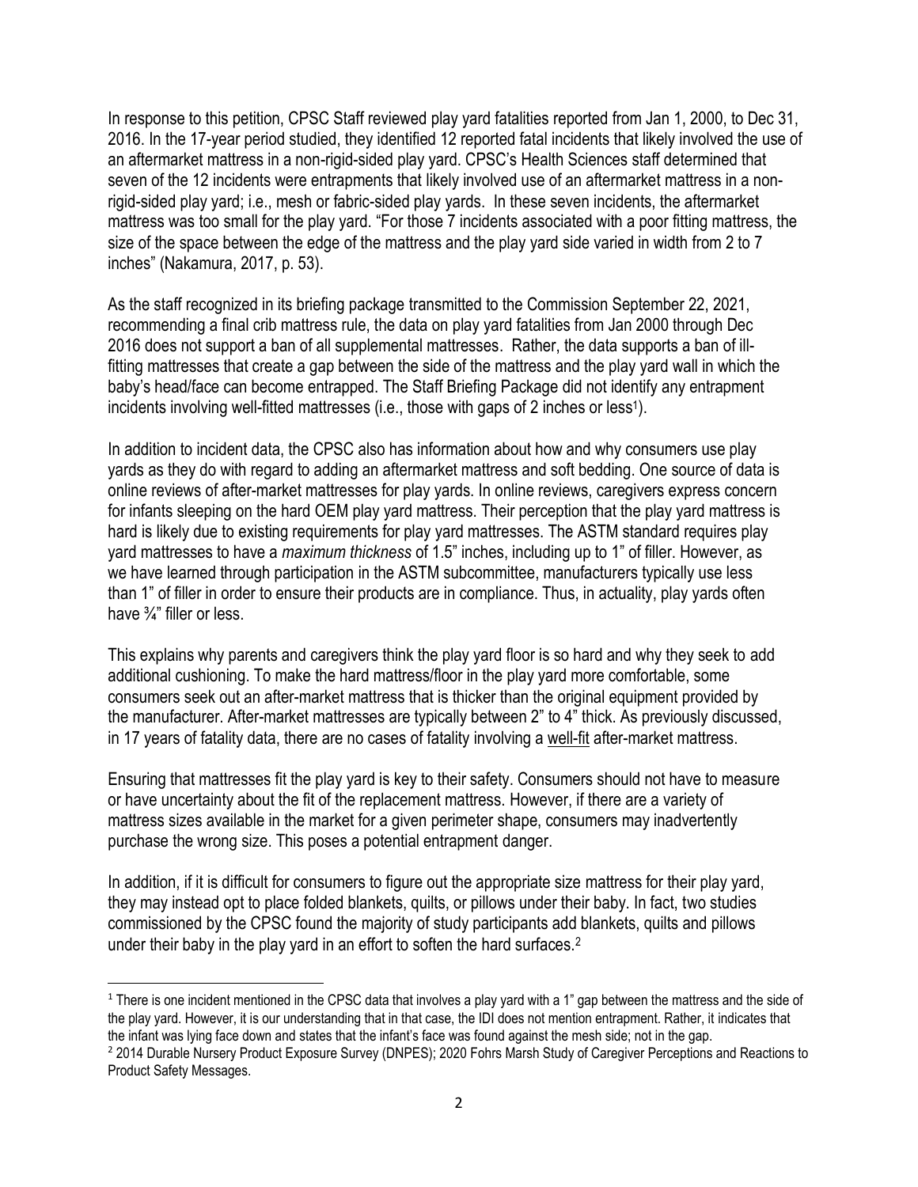In response to this petition, CPSC Staff reviewed play yard fatalities reported from Jan 1, 2000, to Dec 31, 2016. In the 17-year period studied, they identified 12 reported fatal incidents that likely involved the use of an aftermarket mattress in a non-rigid-sided play yard. CPSC's Health Sciences staff determined that seven of the 12 incidents were entrapments that likely involved use of an aftermarket mattress in a non-rigid-sided play yard; i.e., mesh or fabric-sided play yards. In these seven incidents, the aftermarket mattress was too small for the play yard. "For those 7 incidents associated with a poor fitting mattress, the size of the space between the edge of the mattress and the play yard side varied in width from 2 to 7 inches" (Nakamura, 2017, p. 53).

As the staff recognized in its briefing package transmitted to the Commission September 22, 2021, recommending a final crib mattress rule, the data on play yard fatalities from Jan 2000 through Dec 2016 does not support a ban of all supplemental mattresses. Rather, the data supports a ban of ill-fitting mattresses that create a gap between the side of the mattress and the play yard wall in which the baby's head/face can become entrapped. The Staff Briefing Package did not identify any entrapment incidents involving well-fitted mattresses (i.e., those with gaps of 2 inches or less[1]).

In addition to incident data, the CPSC also has information about how and why consumers use play yards as they do with regard to adding an aftermarket mattress and soft bedding. One source of data is online reviews of after-market mattresses for play yards. In online reviews, caregivers express concern for infants sleeping on the hard OEM play yard mattress. Their perception that the play yard mattress is hard is likely due to existing requirements for play yard mattresses. The ASTM standard requires play yard mattresses to have a *maximum thickness* of 1.5" inches, including up to 1" of filler. However, as we have learned through participation in the ASTM subcommittee, manufacturers typically use less than 1" of filler in order to ensure their products are in compliance. Thus, in actuality, play yards often have ¾" filler or less.

This explains why parents and caregivers think the play yard floor is so hard and why they seek to add additional cushioning. To make the hard mattress/floor in the play yard more comfortable, some consumers seek out an after-market mattress that is thicker than the original equipment provided by the manufacturer. After-market mattresses are typically between 2" to 4" thick. As previously discussed, in 17 years of fatality data, there are no cases of fatality involving a well-fit after-market mattress.

Ensuring that mattresses fit the play yard is key to their safety. Consumers should not have to measure or have uncertainty about the fit of the replacement mattress. However, if there are a variety of mattress sizes available in the market for a given perimeter shape, consumers may inadvertently purchase the wrong size. This poses a potential entrapment danger.

In addition, if it is difficult for consumers to figure out the appropriate size mattress for their play yard, they may instead opt to place folded blankets, quilts, or pillows under their baby. In fact, two studies commissioned by the CPSC found the majority of study participants add blankets, quilts and pillows under their baby in the play yard in an effort to soften the hard surfaces.[2]

---

[1] There is one incident mentioned in the CPSC data that involves a play yard with a 1" gap between the mattress and the side of the play yard. However, it is our understanding that in that case, the IDI does not mention entrapment. Rather, it indicates that the infant was lying face down and states that the infant's face was found against the mesh side; not in the gap.

[2] 2014 Durable Nursery Product Exposure Survey (DNPES); 2020 Fohrs Marsh Study of Caregiver Perceptions and Reactions to Product Safety Messages.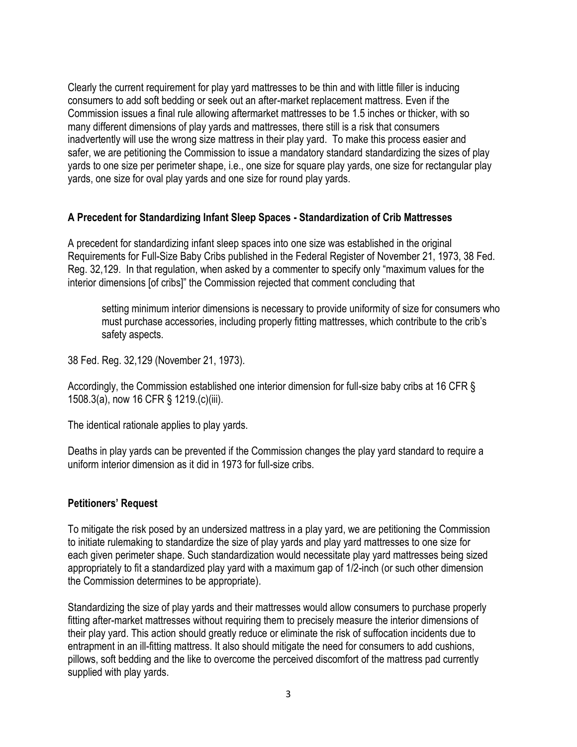Clearly the current requirement for play yard mattresses to be thin and with little filler is inducing consumers to add soft bedding or seek out an after-market replacement mattress. Even if the Commission issues a final rule allowing aftermarket mattresses to be 1.5 inches or thicker, with so many different dimensions of play yards and mattresses, there still is a risk that consumers inadvertently will use the wrong size mattress in their play yard. To make this process easier and safer, we are petitioning the Commission to issue a mandatory standard standardizing the sizes of play yards to one size per perimeter shape, i.e., one size for square play yards, one size for rectangular play yards, one size for oval play yards and one size for round play yards.

**A Precedent for Standardizing Infant Sleep Spaces - Standardization of Crib Mattresses**

A precedent for standardizing infant sleep spaces into one size was established in the original Requirements for Full-Size Baby Cribs published in the Federal Register of November 21, 1973, 38 Fed. Reg. 32,129. In that regulation, when asked by a commenter to specify only "maximum values for the interior dimensions [of cribs]" the Commission rejected that comment concluding that

> setting minimum interior dimensions is necessary to provide uniformity of size for consumers who must purchase accessories, including properly fitting mattresses, which contribute to the crib's safety aspects.

38 Fed. Reg. 32,129 (November 21, 1973).

Accordingly, the Commission established one interior dimension for full-size baby cribs at 16 CFR § 1508.3(a), now 16 CFR § 1219.(c)(iii).

The identical rationale applies to play yards.

Deaths in play yards can be prevented if the Commission changes the play yard standard to require a uniform interior dimension as it did in 1973 for full-size cribs.

**Petitioners' Request**

To mitigate the risk posed by an undersized mattress in a play yard, we are petitioning the Commission to initiate rulemaking to standardize the size of play yards and play yard mattresses to one size for each given perimeter shape. Such standardization would necessitate play yard mattresses being sized appropriately to fit a standardized play yard with a maximum gap of 1/2-inch (or such other dimension the Commission determines to be appropriate).

Standardizing the size of play yards and their mattresses would allow consumers to purchase properly fitting after-market mattresses without requiring them to precisely measure the interior dimensions of their play yard. This action should greatly reduce or eliminate the risk of suffocation incidents due to entrapment in an ill-fitting mattress. It also should mitigate the need for consumers to add cushions, pillows, soft bedding and the like to overcome the perceived discomfort of the mattress pad currently supplied with play yards.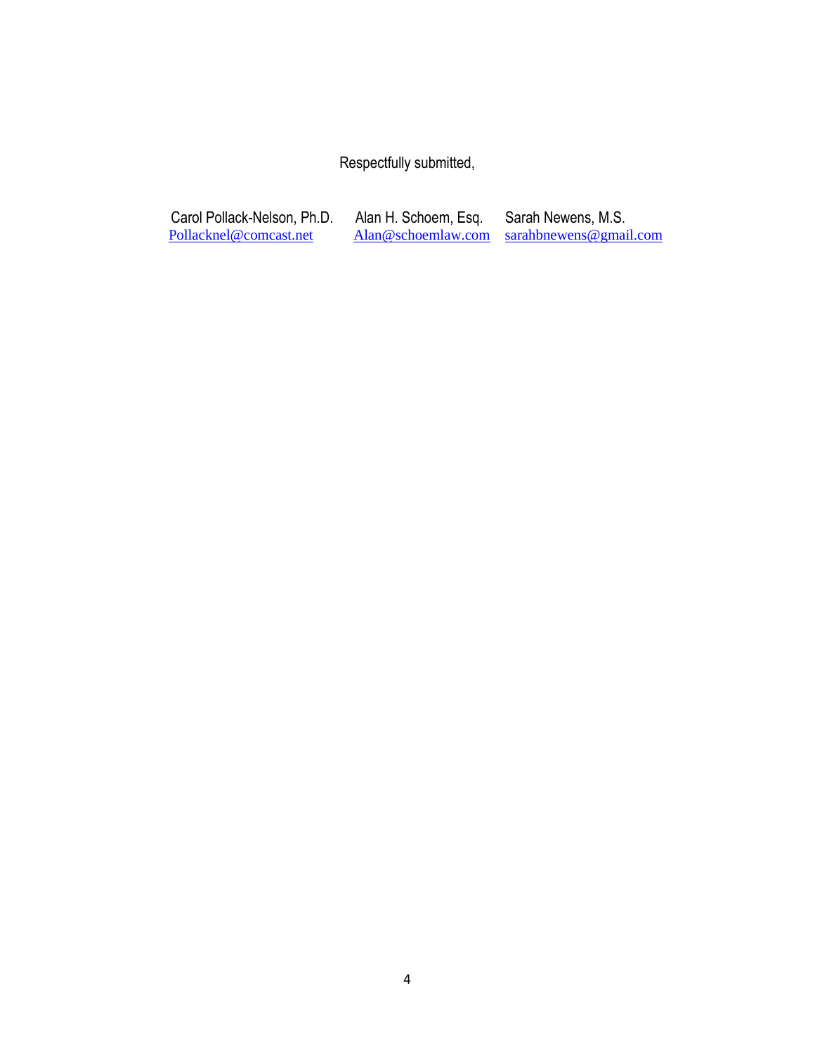Respectfully submitted,

| | | |
|---|---|---|
| Carol Pollack-Nelson, Ph.D. | Alan H. Schoem, Esq. | Sarah Newens, M.S. |
| Pollacknel@comcast.net | Alan@schoemlaw.com | sarahbnewens@gmail.com |